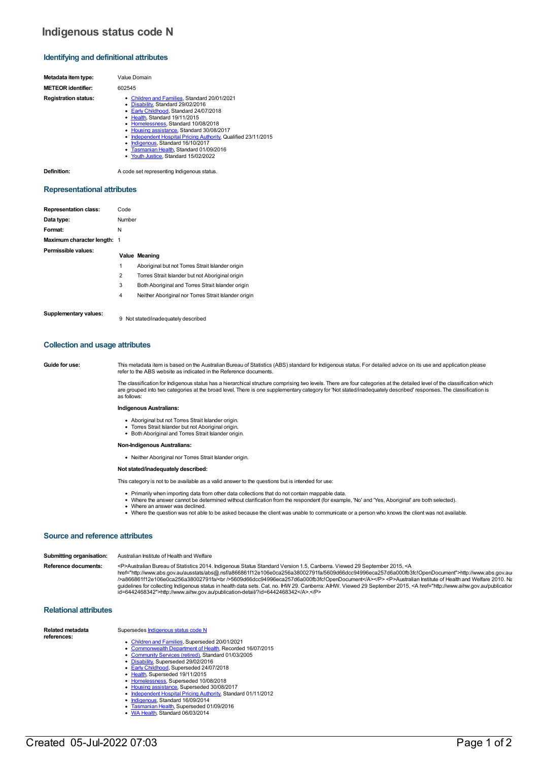# Indigenous status code N

## Identifying and definitional attributes

**Metadata item type:** Value Domain

**METEOR identifier:** 602545

**Registration status:**

- Children and Families, Standard 20/01/2021
- Disability, Standard 29/02/2016
- Early Childhood, Standard 24/07/2018
- Health, Standard 19/11/2015
- Homelessness, Standard 10/08/2018
- Housing assistance, Standard 30/08/2017
- Independent Hospital Pricing Authority, Qualified 23/11/2015
- Indigenous, Standard 16/10/2017
- Tasmanian Health, Standard 01/09/2016
- Youth Justice, Standard 15/02/2022

**Definition:** A code set representing Indigenous status.

## Representational attributes

**Representation class:** Code

**Data type:** Number

**Format:** N

**Maximum character length:** 1

**Permissible values:**

| Value | Meaning |
|---|---|
| 1 | Aboriginal but not Torres Strait Islander origin |
| 2 | Torres Strait Islander but not Aboriginal origin |
| 3 | Both Aboriginal and Torres Strait Islander origin |
| 4 | Neither Aboriginal nor Torres Strait Islander origin |

**Supplementary values:**

9 Not stated/inadequately described

## Collection and usage attributes

**Guide for use:**

This metadata item is based on the Australian Bureau of Statistics (ABS) standard for Indigenous status. For detailed advice on its use and application please refer to the ABS website as indicated in the Reference documents.

The classification for Indigenous status has a hierarchical structure comprising two levels. There are four categories at the detailed level of the classification which are grouped into two categories at the broad level. There is one supplementary category for 'Not stated/inadequately described' responses. The classification is as follows:

**Indigenous Australians:**

- Aboriginal but not Torres Strait Islander origin.
- Torres Strait Islander but not Aboriginal origin.
- Both Aboriginal and Torres Strait Islander origin.

**Non-Indigenous Australians:**

- Neither Aboriginal nor Torres Strait Islander origin.

**Not stated/inadequately described:**

This category is not to be available as a valid answer to the questions but is intended for use:

- Primarily when importing data from other data collections that do not contain mappable data.
- Where the answer cannot be determined without clarification from the respondent (for example, 'No' and 'Yes, Aboriginal' are both selected).
- Where an answer was declined.
- Where the question was not able to be asked because the client was unable to communicate or a person who knows the client was not available.

## Source and reference attributes

**Submitting organisation:** Australian Institute of Health and Welfare

**Reference documents:**

<P>Australian Bureau of Statistics 2014. Indigenous Status Standard Version 1.5, Canberra. Viewed 29 September 2015, <A href="http://www.abs.gov.au/ausstats/abs@.nsf/a866861f12e106e0ca256a38002791fa/5609d66dcc94996eca257d6a000fb3fc!OpenDocument">http://www.abs.gov.au/ausstats/abs@.nsf/a866861f12e106e0ca256a38002791fa/<br />5609d66dcc94996eca257d6a000fb3fc!OpenDocument</A></P> <P>Australian Institute of Health and Welfare 2010. National best practice guidelines for collecting Indigenous status in health data sets. Cat. no. IHW 29. Canberra: AIHW. Viewed 29 September 2015, <A href="http://www.aihw.gov.au/publication-detail/?id=6442468342">http://www.aihw.gov.au/publication-detail/?id=6442468342</A>.</P>

## Relational attributes

**Related metadata references:**

Supersedes Indigenous status code N

- Children and Families, Superseded 20/01/2021
- Commonwealth Department of Health, Recorded 16/07/2015
- Community Services (retired), Standard 01/03/2005
- Disability, Superseded 29/02/2016
- Early Childhood, Superseded 24/07/2018
- Health, Superseded 19/11/2015
- Homelessness, Superseded 10/08/2018
- Housing assistance, Superseded 30/08/2017
- Independent Hospital Pricing Authority, Standard 01/11/2012
- Indigenous, Standard 16/09/2014
- Tasmanian Health, Superseded 01/09/2016
- WA Health, Standard 06/03/2014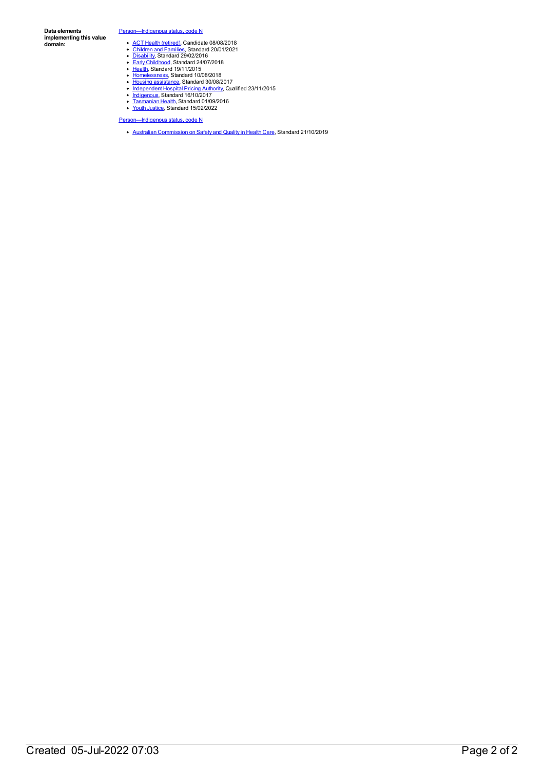**Data elements implementing this value domain:**

Person—Indigenous status, code N

- ACT Health (retired), Candidate 08/08/2018
- Children and Families, Standard 20/01/2021
- Disability, Standard 29/02/2016
- Early Childhood, Standard 24/07/2018
- Health, Standard 19/11/2015
- Homelessness, Standard 10/08/2018
- Housing assistance, Standard 30/08/2017
- Independent Hospital Pricing Authority, Qualified 23/11/2015
- Indigenous, Standard 16/10/2017
- Tasmanian Health, Standard 01/09/2016
- Youth Justice, Standard 15/02/2022

Person—Indigenous status, code N

- Australian Commission on Safety and Quality in Health Care, Standard 21/10/2019

Created 05-Jul-2022 07:03